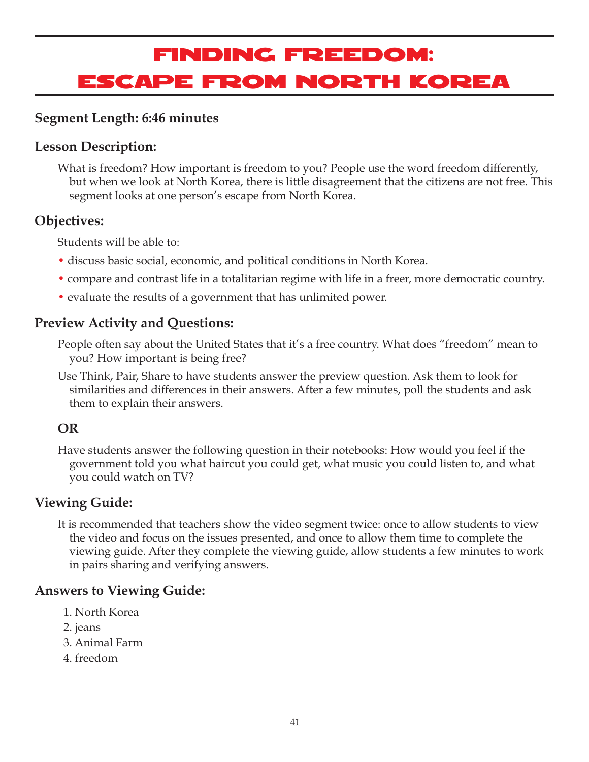# FINDING FREEDOM: ESCAPE FROM NORTH KOREA

### Segment Length: 6:46 minutes

### Lesson Description:

What is freedom? How important is freedom to you? People use the word freedom differently, but when we look at North Korea, there is little disagreement that the citizens are not free. This segment looks at one person's escape from North Korea.

### Objectives:

Students will be able to:

- discuss basic social, economic, and political conditions in North Korea.
- compare and contrast life in a totalitarian regime with life in a freer, more democratic country.
- evaluate the results of a government that has unlimited power.

### Preview Activity and Questions:

People often say about the United States that it's a free country. What does "freedom" mean to you? How important is being free?

Use Think, Pair, Share to have students answer the preview question. Ask them to look for similarities and differences in their answers. After a few minutes, poll the students and ask them to explain their answers.

**OR**

Have students answer the following question in their notebooks: How would you feel if the government told you what haircut you could get, what music you could listen to, and what you could watch on TV?

### Viewing Guide:

It is recommended that teachers show the video segment twice: once to allow students to view the video and focus on the issues presented, and once to allow them time to complete the viewing guide. After they complete the viewing guide, allow students a few minutes to work in pairs sharing and verifying answers.

### Answers to Viewing Guide:

1. North Korea
2. jeans
3. Animal Farm
4. freedom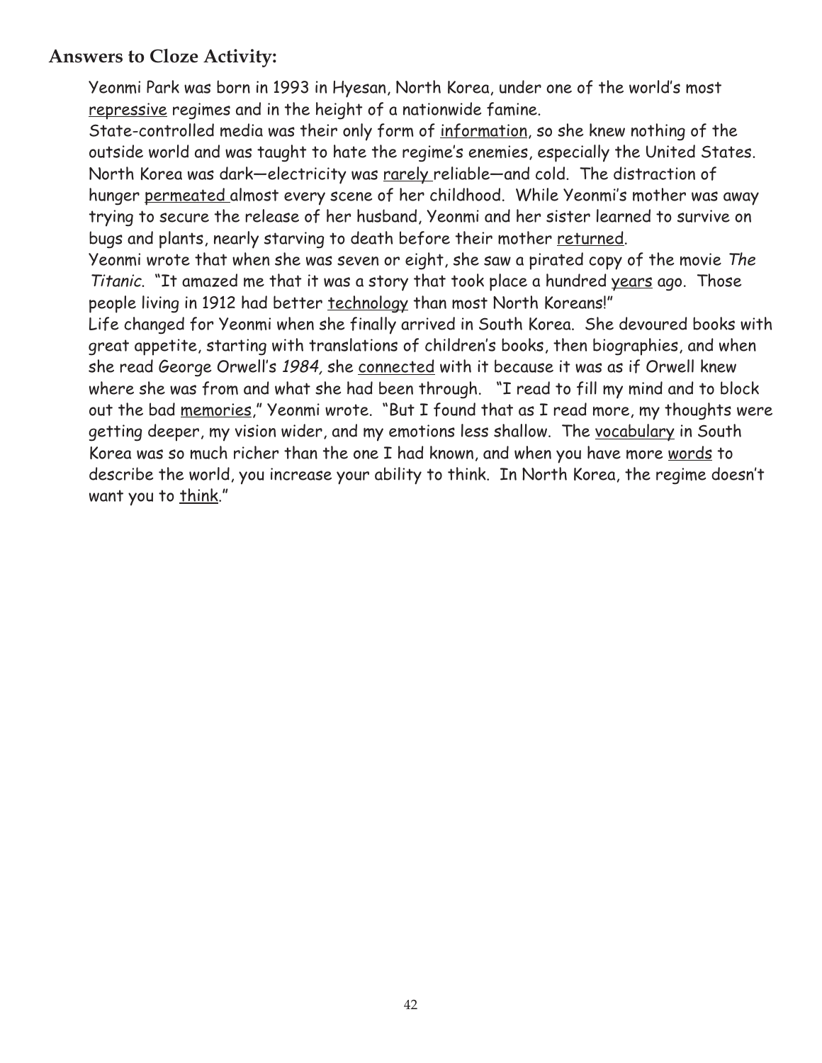## Answers to Cloze Activity:

Yeonmi Park was born in 1993 in Hyesan, North Korea, under one of the world's most <u>repressive</u> regimes and in the height of a nationwide famine.

State-controlled media was their only form of <u>information</u>, so she knew nothing of the outside world and was taught to hate the regime's enemies, especially the United States. North Korea was dark—electricity was <u>rarely</u> reliable—and cold. The distraction of hunger <u>permeated</u> almost every scene of her childhood. While Yeonmi's mother was away trying to secure the release of her husband, Yeonmi and her sister learned to survive on bugs and plants, nearly starving to death before their mother <u>returned</u>.

Yeonmi wrote that when she was seven or eight, she saw a pirated copy of the movie *The Titanic*. "It amazed me that it was a story that took place a hundred <u>years</u> ago. Those people living in 1912 had better <u>technology</u> than most North Koreans!"

Life changed for Yeonmi when she finally arrived in South Korea. She devoured books with great appetite, starting with translations of children's books, then biographies, and when she read George Orwell's *1984,* she <u>connected</u> with it because it was as if Orwell knew where she was from and what she had been through. "I read to fill my mind and to block out the bad <u>memories</u>," Yeonmi wrote. "But I found that as I read more, my thoughts were getting deeper, my vision wider, and my emotions less shallow. The <u>vocabulary</u> in South Korea was so much richer than the one I had known, and when you have more <u>words</u> to describe the world, you increase your ability to think. In North Korea, the regime doesn't want you to <u>think</u>."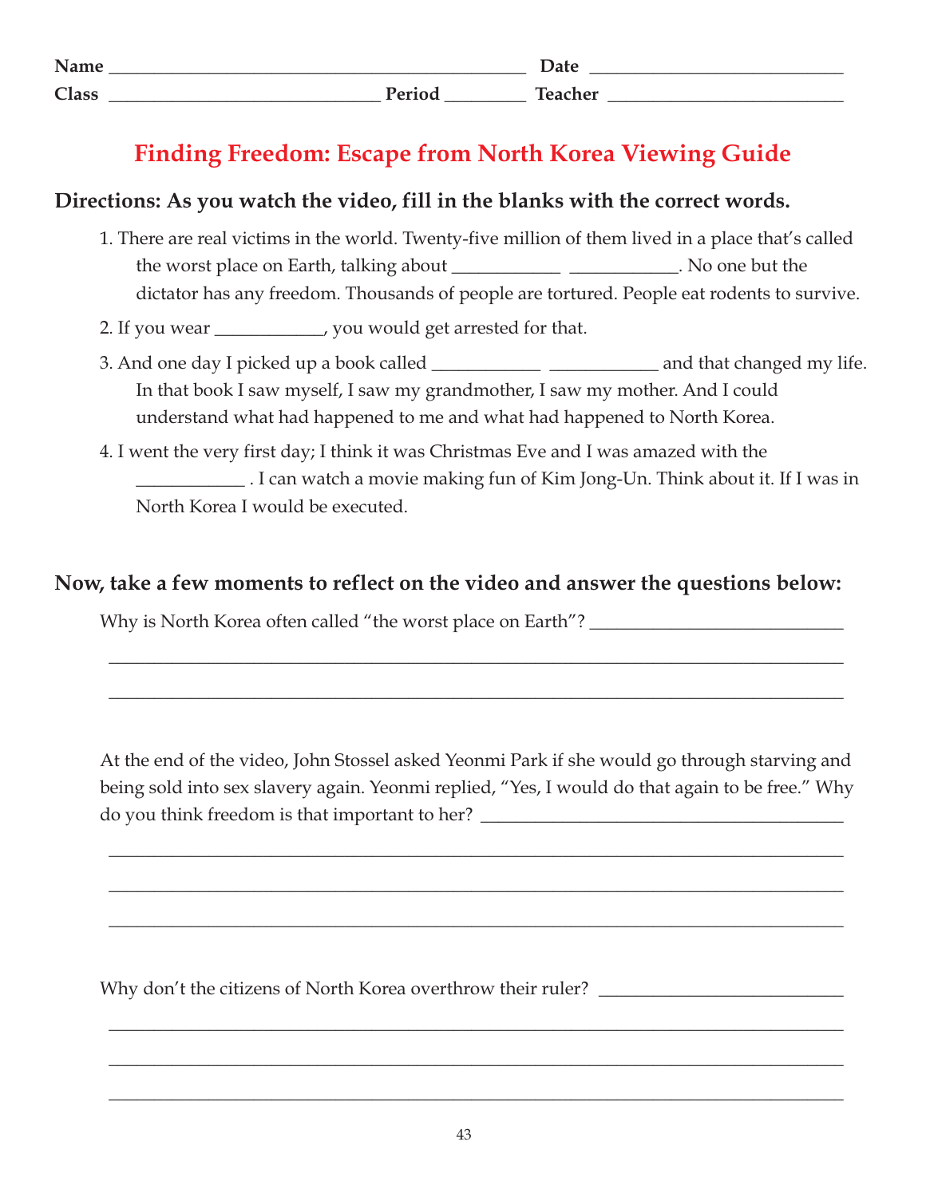Name ____________________________________________ Date ___________________________

Class _____________________________ Period _________ Teacher __________________________

# Finding Freedom: Escape from North Korea Viewing Guide

**Directions: As you watch the video, fill in the blanks with the correct words.**

1. There are real victims in the world. Twenty-five million of them lived in a place that's called the worst place on Earth, talking about ___________ ___________. No one but the dictator has any freedom. Thousands of people are tortured. People eat rodents to survive.
2. If you wear ___________, you would get arrested for that.
3. And one day I picked up a book called ___________ ___________ and that changed my life. In that book I saw myself, I saw my grandmother, I saw my mother. And I could understand what had happened to me and what had happened to North Korea.
4. I went the very first day; I think it was Christmas Eve and I was amazed with the ___________ . I can watch a movie making fun of Kim Jong-Un. Think about it. If I was in North Korea I would be executed.

**Now, take a few moments to reflect on the video and answer the questions below:**

Why is North Korea often called "the worst place on Earth"? ___________________________

_______________________________________________________________________________

_______________________________________________________________________________

At the end of the video, John Stossel asked Yeonmi Park if she would go through starving and being sold into sex slavery again. Yeonmi replied, "Yes, I would do that again to be free." Why do you think freedom is that important to her? _______________________________________

_______________________________________________________________________________

_______________________________________________________________________________

_______________________________________________________________________________

Why don't the citizens of North Korea overthrow their ruler? __________________________

_______________________________________________________________________________

_______________________________________________________________________________

_______________________________________________________________________________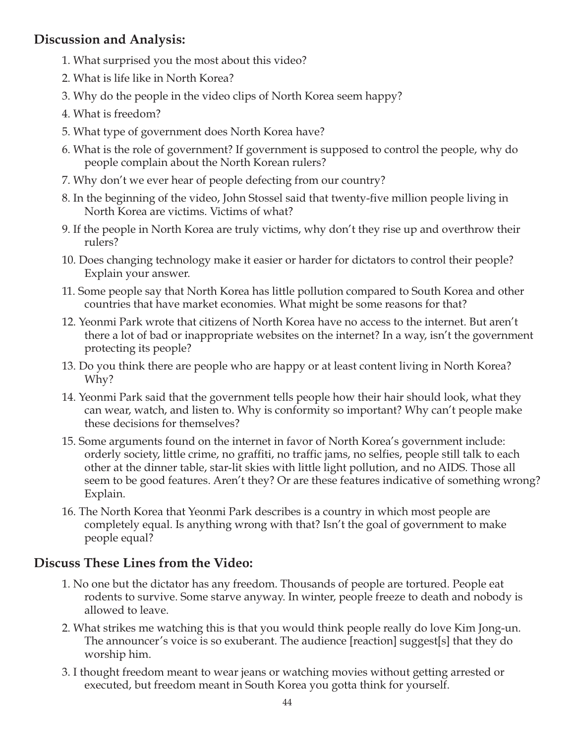## Discussion and Analysis:

1. What surprised you the most about this video?
2. What is life like in North Korea?
3. Why do the people in the video clips of North Korea seem happy?
4. What is freedom?
5. What type of government does North Korea have?
6. What is the role of government? If government is supposed to control the people, why do people complain about the North Korean rulers?
7. Why don't we ever hear of people defecting from our country?
8. In the beginning of the video, John Stossel said that twenty-five million people living in North Korea are victims. Victims of what?
9. If the people in North Korea are truly victims, why don't they rise up and overthrow their rulers?
10. Does changing technology make it easier or harder for dictators to control their people? Explain your answer.
11. Some people say that North Korea has little pollution compared to South Korea and other countries that have market economies. What might be some reasons for that?
12. Yeonmi Park wrote that citizens of North Korea have no access to the internet. But aren't there a lot of bad or inappropriate websites on the internet? In a way, isn't the government protecting its people?
13. Do you think there are people who are happy or at least content living in North Korea? Why?
14. Yeonmi Park said that the government tells people how their hair should look, what they can wear, watch, and listen to. Why is conformity so important? Why can't people make these decisions for themselves?
15. Some arguments found on the internet in favor of North Korea's government include: orderly society, little crime, no graffiti, no traffic jams, no selfies, people still talk to each other at the dinner table, star-lit skies with little light pollution, and no AIDS. Those all seem to be good features. Aren't they? Or are these features indicative of something wrong? Explain.
16. The North Korea that Yeonmi Park describes is a country in which most people are completely equal. Is anything wrong with that? Isn't the goal of government to make people equal?

## Discuss These Lines from the Video:

1. No one but the dictator has any freedom. Thousands of people are tortured. People eat rodents to survive. Some starve anyway. In winter, people freeze to death and nobody is allowed to leave.
2. What strikes me watching this is that you would think people really do love Kim Jong-un. The announcer's voice is so exuberant. The audience [reaction] suggest[s] that they do worship him.
3. I thought freedom meant to wear jeans or watching movies without getting arrested or executed, but freedom meant in South Korea you gotta think for yourself.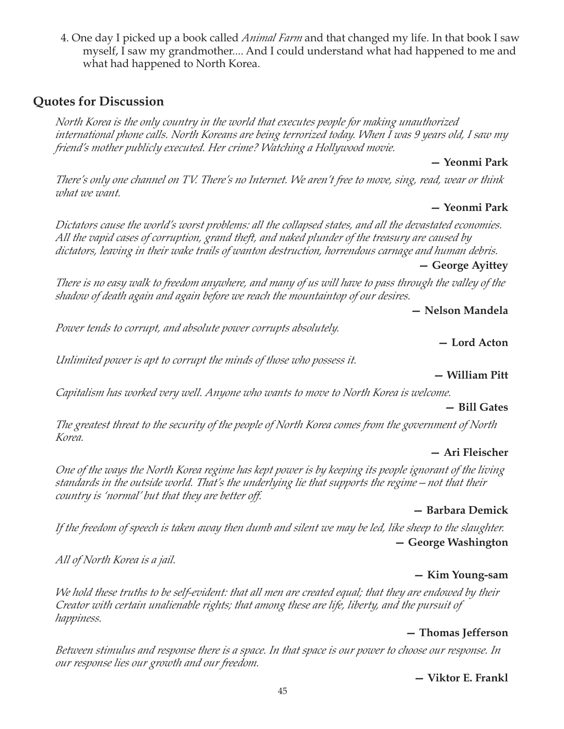4. One day I picked up a book called *Animal Farm* and that changed my life. In that book I saw myself, I saw my grandmother.... And I could understand what had happened to me and what had happened to North Korea.

## Quotes for Discussion

*North Korea is the only country in the world that executes people for making unauthorized international phone calls. North Koreans are being terrorized today. When I was 9 years old, I saw my friend's mother publicly executed. Her crime? Watching a Hollywood movie.*

**— Yeonmi Park**

*There's only one channel on TV. There's no Internet. We aren't free to move, sing, read, wear or think what we want.*

**— Yeonmi Park**

*Dictators cause the world's worst problems: all the collapsed states, and all the devastated economies. All the vapid cases of corruption, grand theft, and naked plunder of the treasury are caused by dictators, leaving in their wake trails of wanton destruction, horrendous carnage and human debris.*

**— George Ayittey**

*There is no easy walk to freedom anywhere, and many of us will have to pass through the valley of the shadow of death again and again before we reach the mountaintop of our desires.*

**— Nelson Mandela**

*Power tends to corrupt, and absolute power corrupts absolutely.*

**— Lord Acton**

*Unlimited power is apt to corrupt the minds of those who possess it.*

**— William Pitt**

*Capitalism has worked very well. Anyone who wants to move to North Korea is welcome.*

**— Bill Gates**

*The greatest threat to the security of the people of North Korea comes from the government of North Korea.*

**— Ari Fleischer**

*One of the ways the North Korea regime has kept power is by keeping its people ignorant of the living standards in the outside world. That's the underlying lie that supports the regime – not that their country is 'normal' but that they are better off.*

**— Barbara Demick**

*If the freedom of speech is taken away then dumb and silent we may be led, like sheep to the slaughter.*

**— George Washington**

*All of North Korea is a jail.*

**— Kim Young-sam**

*We hold these truths to be self-evident: that all men are created equal; that they are endowed by their Creator with certain unalienable rights; that among these are life, liberty, and the pursuit of happiness.*

**— Thomas Jefferson**

*Between stimulus and response there is a space. In that space is our power to choose our response. In our response lies our growth and our freedom.*

**— Viktor E. Frankl**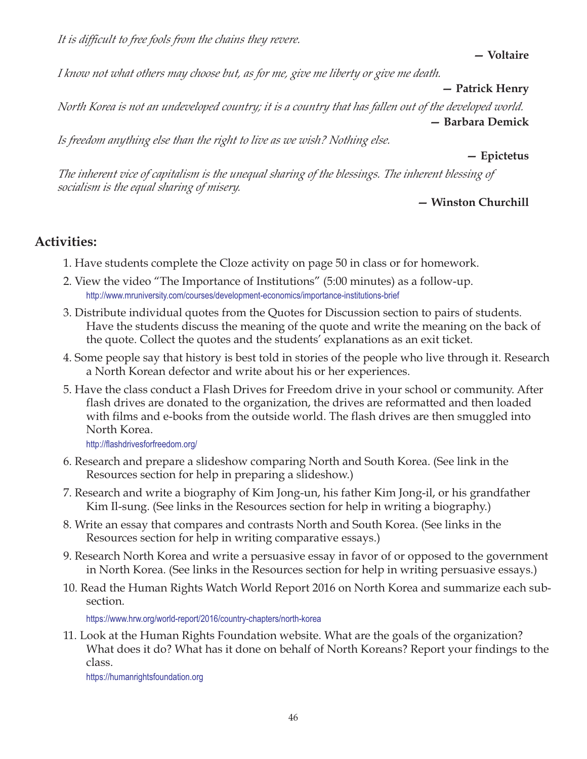*It is difficult to free fools from the chains they revere.*

**— Voltaire**

*I know not what others may choose but, as for me, give me liberty or give me death.*

**— Patrick Henry**

*North Korea is not an undeveloped country; it is a country that has fallen out of the developed world.*

**— Barbara Demick**

*Is freedom anything else than the right to live as we wish? Nothing else.*

**— Epictetus**

*The inherent vice of capitalism is the unequal sharing of the blessings. The inherent blessing of socialism is the equal sharing of misery.*

**— Winston Churchill**

## Activities:

1. Have students complete the Cloze activity on page 50 in class or for homework.
2. View the video "The Importance of Institutions" (5:00 minutes) as a follow-up.
   http://www.mruniversity.com/courses/development-economics/importance-institutions-brief
3. Distribute individual quotes from the Quotes for Discussion section to pairs of students. Have the students discuss the meaning of the quote and write the meaning on the back of the quote. Collect the quotes and the students' explanations as an exit ticket.
4. Some people say that history is best told in stories of the people who live through it. Research a North Korean defector and write about his or her experiences.
5. Have the class conduct a Flash Drives for Freedom drive in your school or community. After flash drives are donated to the organization, the drives are reformatted and then loaded with films and e-books from the outside world. The flash drives are then smuggled into North Korea.
   http://flashdrivesforfreedom.org/
6. Research and prepare a slideshow comparing North and South Korea. (See link in the Resources section for help in preparing a slideshow.)
7. Research and write a biography of Kim Jong-un, his father Kim Jong-il, or his grandfather Kim Il-sung. (See links in the Resources section for help in writing a biography.)
8. Write an essay that compares and contrasts North and South Korea. (See links in the Resources section for help in writing comparative essays.)
9. Research North Korea and write a persuasive essay in favor of or opposed to the government in North Korea. (See links in the Resources section for help in writing persuasive essays.)
10. Read the Human Rights Watch World Report 2016 on North Korea and summarize each sub-section.
    https://www.hrw.org/world-report/2016/country-chapters/north-korea
11. Look at the Human Rights Foundation website. What are the goals of the organization? What does it do? What has it done on behalf of North Koreans? Report your findings to the class.
    https://humanrightsfoundation.org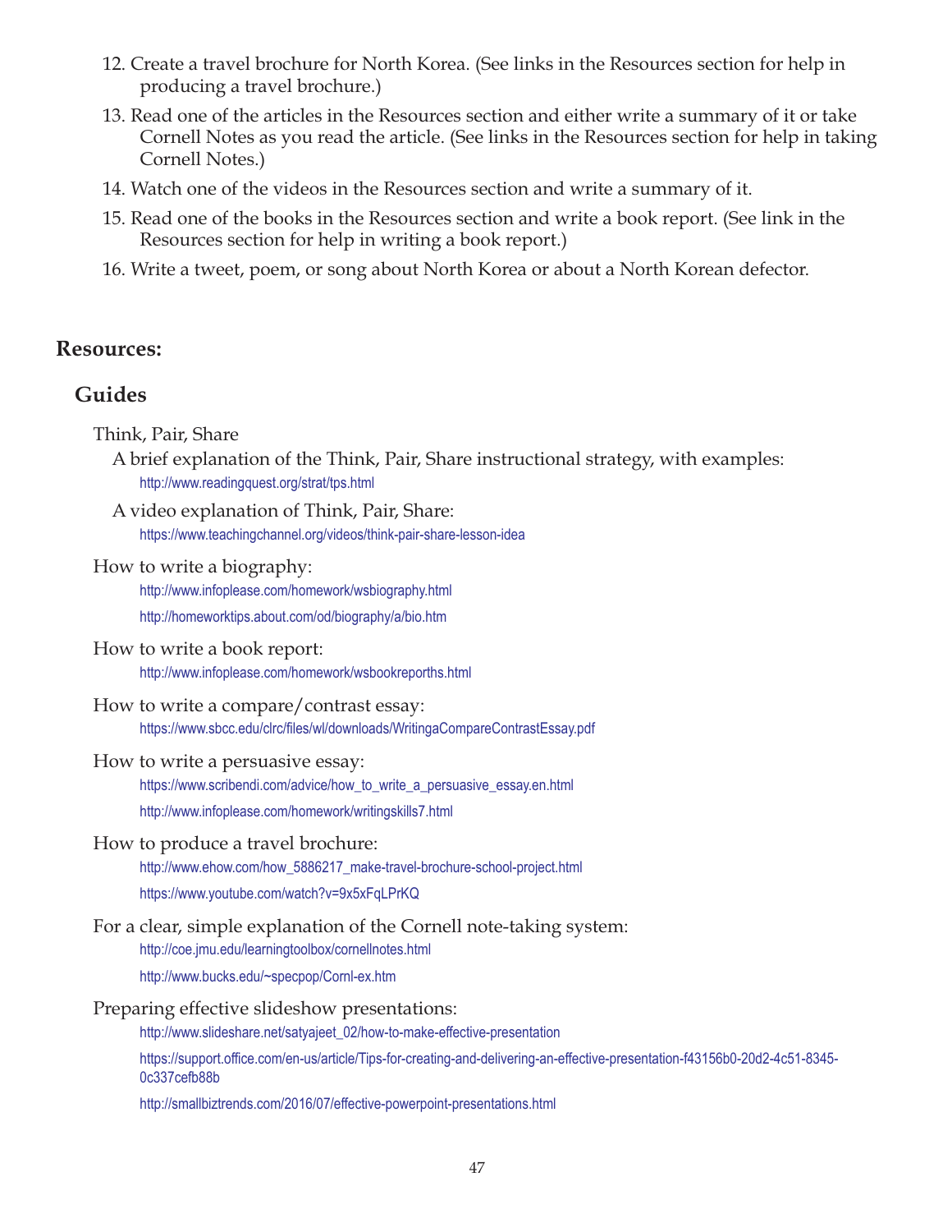12. Create a travel brochure for North Korea. (See links in the Resources section for help in producing a travel brochure.)
13. Read one of the articles in the Resources section and either write a summary of it or take Cornell Notes as you read the article. (See links in the Resources section for help in taking Cornell Notes.)
14. Watch one of the videos in the Resources section and write a summary of it.
15. Read one of the books in the Resources section and write a book report. (See link in the Resources section for help in writing a book report.)
16. Write a tweet, poem, or song about North Korea or about a North Korean defector.

## Resources:

### Guides

Think, Pair, Share

A brief explanation of the Think, Pair, Share instructional strategy, with examples:
http://www.readingquest.org/strat/tps.html

A video explanation of Think, Pair, Share:
https://www.teachingchannel.org/videos/think-pair-share-lesson-idea

How to write a biography:
http://www.infoplease.com/homework/wsbiography.html
http://homeworktips.about.com/od/biography/a/bio.htm

How to write a book report:
http://www.infoplease.com/homework/wsbookreporths.html

How to write a compare/contrast essay:
https://www.sbcc.edu/clrc/files/wl/downloads/WritingaCompareContrastEssay.pdf

How to write a persuasive essay:
https://www.scribendi.com/advice/how_to_write_a_persuasive_essay.en.html
http://www.infoplease.com/homework/writingskills7.html

How to produce a travel brochure:
http://www.ehow.com/how_5886217_make-travel-brochure-school-project.html
https://www.youtube.com/watch?v=9x5xFqLPrKQ

For a clear, simple explanation of the Cornell note-taking system:
http://coe.jmu.edu/learningtoolbox/cornellnotes.html
http://www.bucks.edu/~specpop/Cornl-ex.htm

Preparing effective slideshow presentations:
http://www.slideshare.net/satyajeet_02/how-to-make-effective-presentation
https://support.office.com/en-us/article/Tips-for-creating-and-delivering-an-effective-presentation-f43156b0-20d2-4c51-8345-0c337cefb88b
http://smallbiztrends.com/2016/07/effective-powerpoint-presentations.html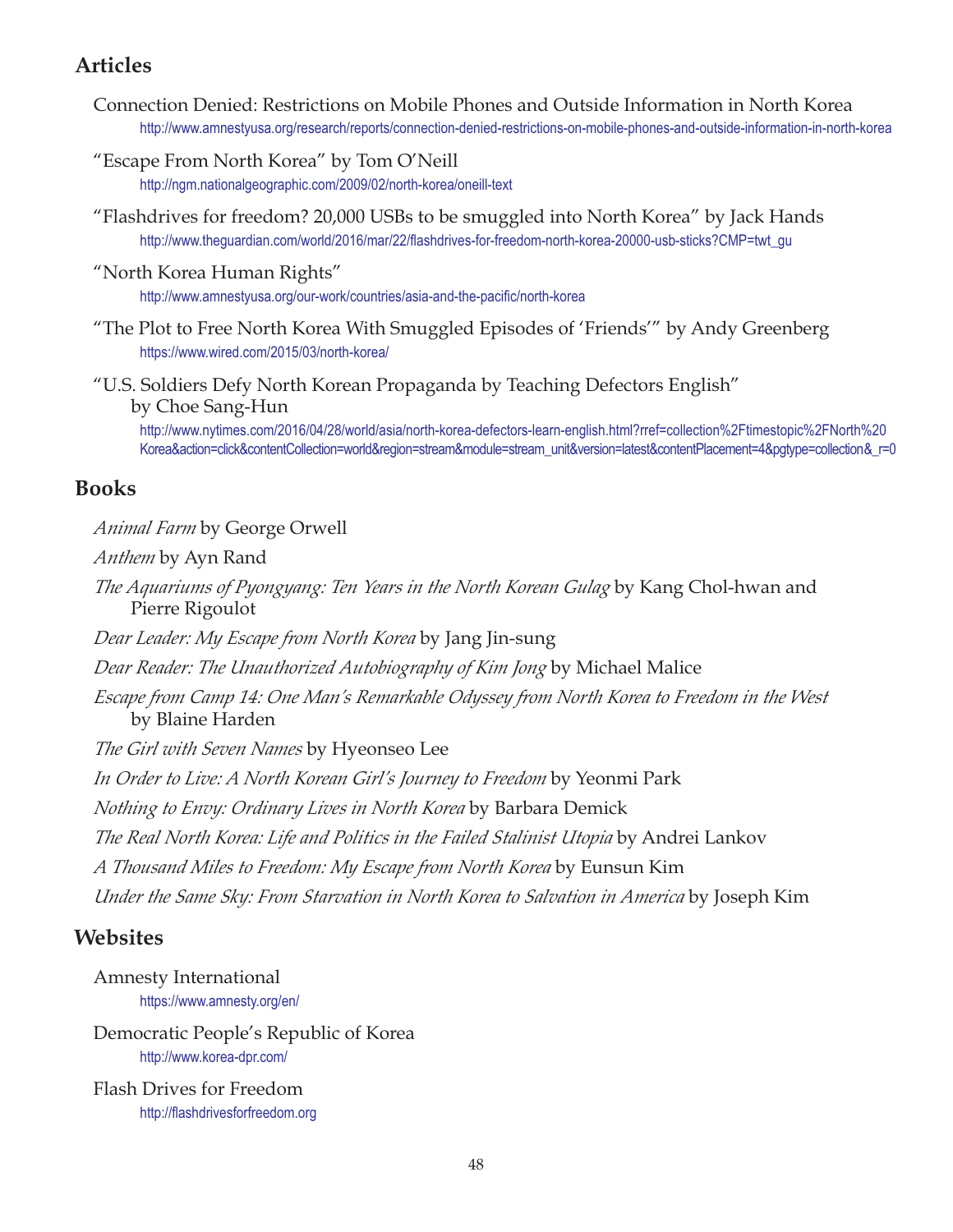## Articles

Connection Denied: Restrictions on Mobile Phones and Outside Information in North Korea
http://www.amnestyusa.org/research/reports/connection-denied-restrictions-on-mobile-phones-and-outside-information-in-north-korea

"Escape From North Korea" by Tom O'Neill
http://ngm.nationalgeographic.com/2009/02/north-korea/oneill-text

"Flashdrives for freedom? 20,000 USBs to be smuggled into North Korea" by Jack Hands
http://www.theguardian.com/world/2016/mar/22/flashdrives-for-freedom-north-korea-20000-usb-sticks?CMP=twt_gu

"North Korea Human Rights"
http://www.amnestyusa.org/our-work/countries/asia-and-the-pacific/north-korea

"The Plot to Free North Korea With Smuggled Episodes of 'Friends'" by Andy Greenberg
https://www.wired.com/2015/03/north-korea/

"U.S. Soldiers Defy North Korean Propaganda by Teaching Defectors English" by Choe Sang-Hun
http://www.nytimes.com/2016/04/28/world/asia/north-korea-defectors-learn-english.html?rref=collection%2Ftimestopic%2FNorth%20Korea&action=click&contentCollection=world&region=stream&module=stream_unit&version=latest&contentPlacement=4&pgtype=collection&_r=0

## Books

*Animal Farm* by George Orwell

*Anthem* by Ayn Rand

*The Aquariums of Pyongyang: Ten Years in the North Korean Gulag* by Kang Chol-hwan and Pierre Rigoulot

*Dear Leader: My Escape from North Korea* by Jang Jin-sung

*Dear Reader: The Unauthorized Autobiography of Kim Jong* by Michael Malice

*Escape from Camp 14: One Man's Remarkable Odyssey from North Korea to Freedom in the West* by Blaine Harden

*The Girl with Seven Names* by Hyeonseo Lee

*In Order to Live: A North Korean Girl's Journey to Freedom* by Yeonmi Park

*Nothing to Envy: Ordinary Lives in North Korea* by Barbara Demick

*The Real North Korea: Life and Politics in the Failed Stalinist Utopia* by Andrei Lankov

*A Thousand Miles to Freedom: My Escape from North Korea* by Eunsun Kim

*Under the Same Sky: From Starvation in North Korea to Salvation in America* by Joseph Kim

## Websites

Amnesty International
https://www.amnesty.org/en/

Democratic People's Republic of Korea
http://www.korea-dpr.com/

Flash Drives for Freedom
http://flashdrivesforfreedom.org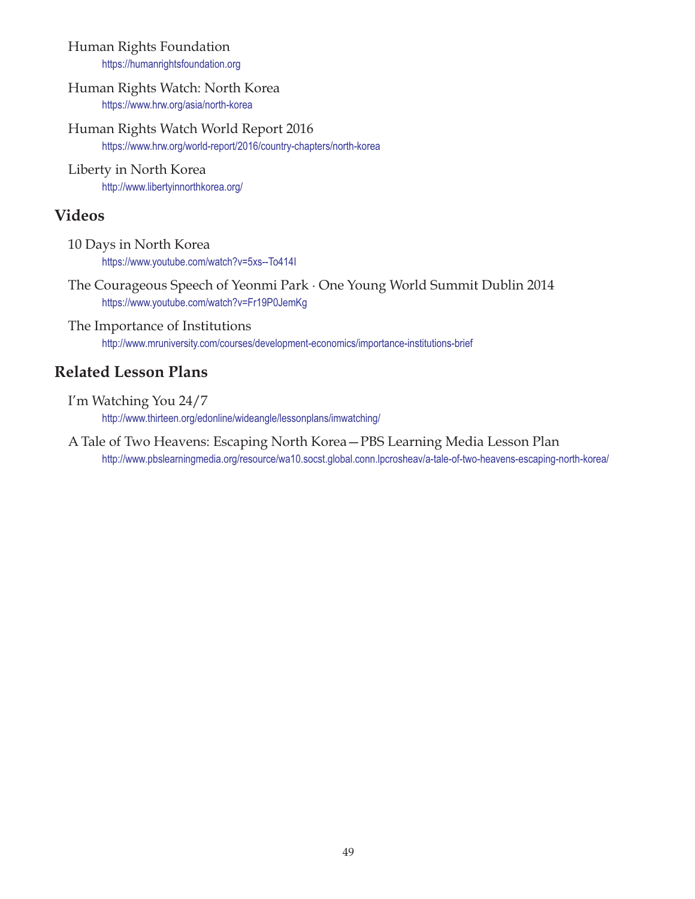Human Rights Foundation
https://humanrightsfoundation.org

Human Rights Watch: North Korea
https://www.hrw.org/asia/north-korea

Human Rights Watch World Report 2016
https://www.hrw.org/world-report/2016/country-chapters/north-korea

Liberty in North Korea
http://www.libertyinnorthkorea.org/

## Videos

10 Days in North Korea
https://www.youtube.com/watch?v=5xs--To414I

The Courageous Speech of Yeonmi Park · One Young World Summit Dublin 2014
https://www.youtube.com/watch?v=Fr19P0JemKg

The Importance of Institutions
http://www.mruniversity.com/courses/development-economics/importance-institutions-brief

## Related Lesson Plans

I'm Watching You 24/7
http://www.thirteen.org/edonline/wideangle/lessonplans/imwatching/

A Tale of Two Heavens: Escaping North Korea—PBS Learning Media Lesson Plan
http://www.pbslearningmedia.org/resource/wa10.socst.global.conn.lpcrosheav/a-tale-of-two-heavens-escaping-north-korea/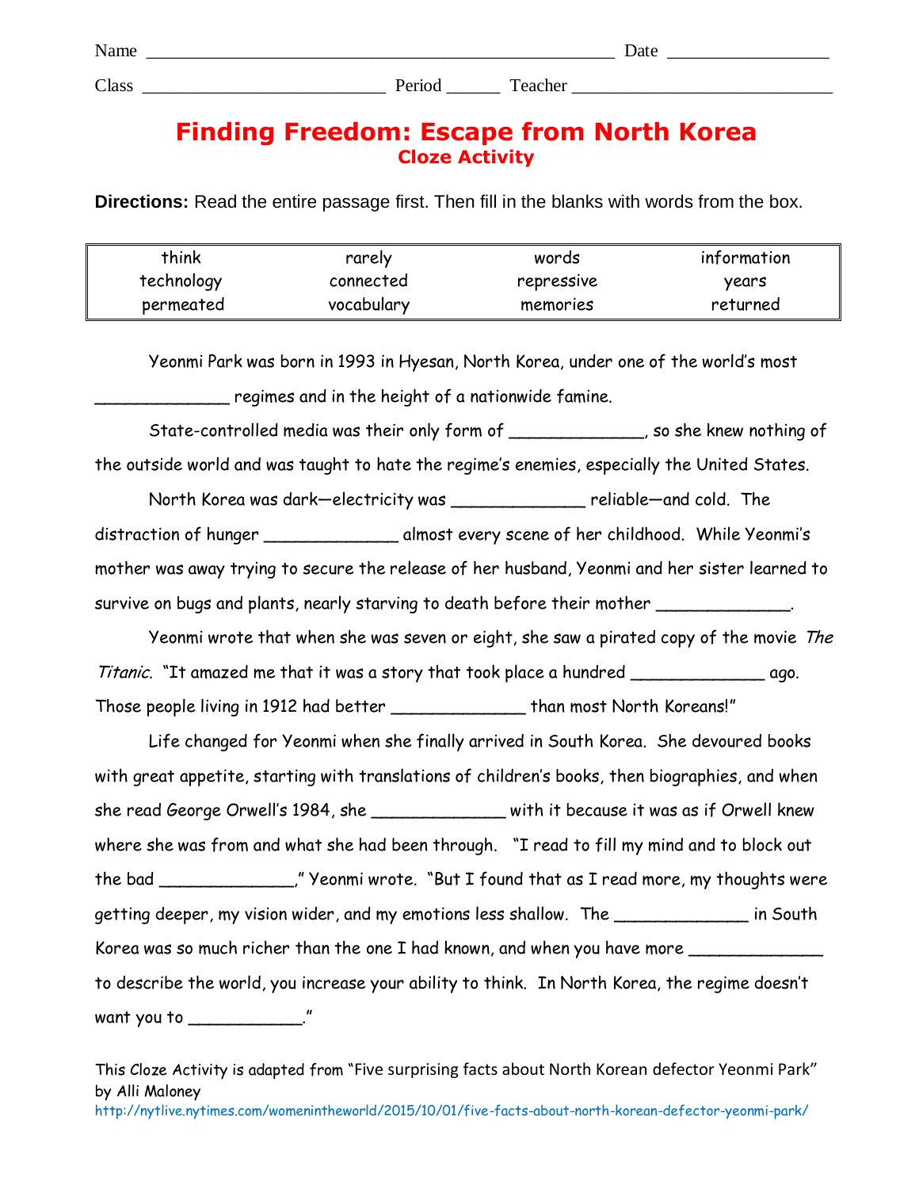Name ______________________________________________________ Date __________________

Class ____________________________ Period ______ Teacher ______________________________

# Finding Freedom: Escape from North Korea
## Cloze Activity

**Directions:** Read the entire passage first. Then fill in the blanks with words from the box.

| | | | |
|---|---|---|---|
| think | rarely | words | information |
| technology | connected | repressive | years |
| permeated | vocabulary | memories | returned |

Yeonmi Park was born in 1993 in Hyesan, North Korea, under one of the world's most ______________ regimes and in the height of a nationwide famine.

State-controlled media was their only form of ______________, so she knew nothing of the outside world and was taught to hate the regime's enemies, especially the United States.

North Korea was dark—electricity was ______________ reliable—and cold. The distraction of hunger ______________ almost every scene of her childhood. While Yeonmi's mother was away trying to secure the release of her husband, Yeonmi and her sister learned to survive on bugs and plants, nearly starving to death before their mother ______________.

Yeonmi wrote that when she was seven or eight, she saw a pirated copy of the movie *The Titanic*. "It amazed me that it was a story that took place a hundred ______________ ago. Those people living in 1912 had better ______________ than most North Koreans!"

Life changed for Yeonmi when she finally arrived in South Korea. She devoured books with great appetite, starting with translations of children's books, then biographies, and when she read George Orwell's 1984, she ______________ with it because it was as if Orwell knew where she was from and what she had been through. "I read to fill my mind and to block out the bad ______________," Yeonmi wrote. "But I found that as I read more, my thoughts were getting deeper, my vision wider, and my emotions less shallow. The ______________ in South Korea was so much richer than the one I had known, and when you have more ______________ to describe the world, you increase your ability to think. In North Korea, the regime doesn't want you to ____________."

This Cloze Activity is adapted from "Five surprising facts about North Korean defector Yeonmi Park" by Alli Maloney
http://nytlive.nytimes.com/womenintheworld/2015/10/01/five-facts-about-north-korean-defector-yeonmi-park/